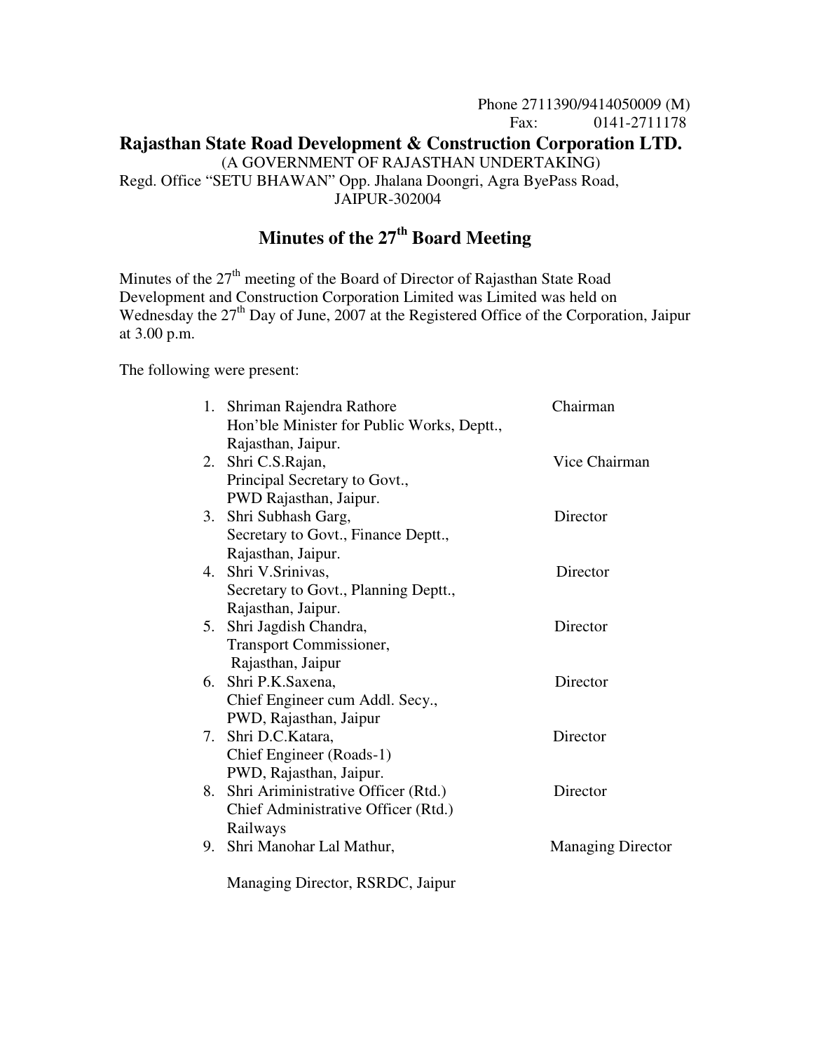Phone 2711390/9414050009 (M)
Fax: 0141-2711178

# Rajasthan State Road Development & Construction Corporation LTD.

(A GOVERNMENT OF RAJASTHAN UNDERTAKING)
Regd. Office "SETU BHAWAN" Opp. Jhalana Doongri, Agra ByePass Road,
JAIPUR-302004

## Minutes of the 27th Board Meeting

Minutes of the 27th meeting of the Board of Director of Rajasthan State Road Development and Construction Corporation Limited was Limited was held on Wednesday the 27th Day of June, 2007 at the Registered Office of the Corporation, Jaipur at 3.00 p.m.

The following were present:

| | | |
|---|---|---|
| 1. | Shriman Rajendra Rathore<br>Hon'ble Minister for Public Works, Deptt.,<br>Rajasthan, Jaipur. | Chairman |
| 2. | Shri C.S.Rajan,<br>Principal Secretary to Govt.,<br>PWD Rajasthan, Jaipur. | Vice Chairman |
| 3. | Shri Subhash Garg,<br>Secretary to Govt., Finance Deptt.,<br>Rajasthan, Jaipur. | Director |
| 4. | Shri V.Srinivas,<br>Secretary to Govt., Planning Deptt.,<br>Rajasthan, Jaipur. | Director |
| 5. | Shri Jagdish Chandra,<br>Transport Commissioner,<br>Rajasthan, Jaipur | Director |
| 6. | Shri P.K.Saxena,<br>Chief Engineer cum Addl. Secy.,<br>PWD, Rajasthan, Jaipur | Director |
| 7. | Shri D.C.Katara,<br>Chief Engineer (Roads-1)<br>PWD, Rajasthan, Jaipur. | Director |
| 8. | Shri Ariministrative Officer (Rtd.)<br>Chief Administrative Officer (Rtd.)<br>Railways | Director |
| 9. | Shri Manohar Lal Mathur,<br><br>Managing Director, RSRDC, Jaipur | Managing Director |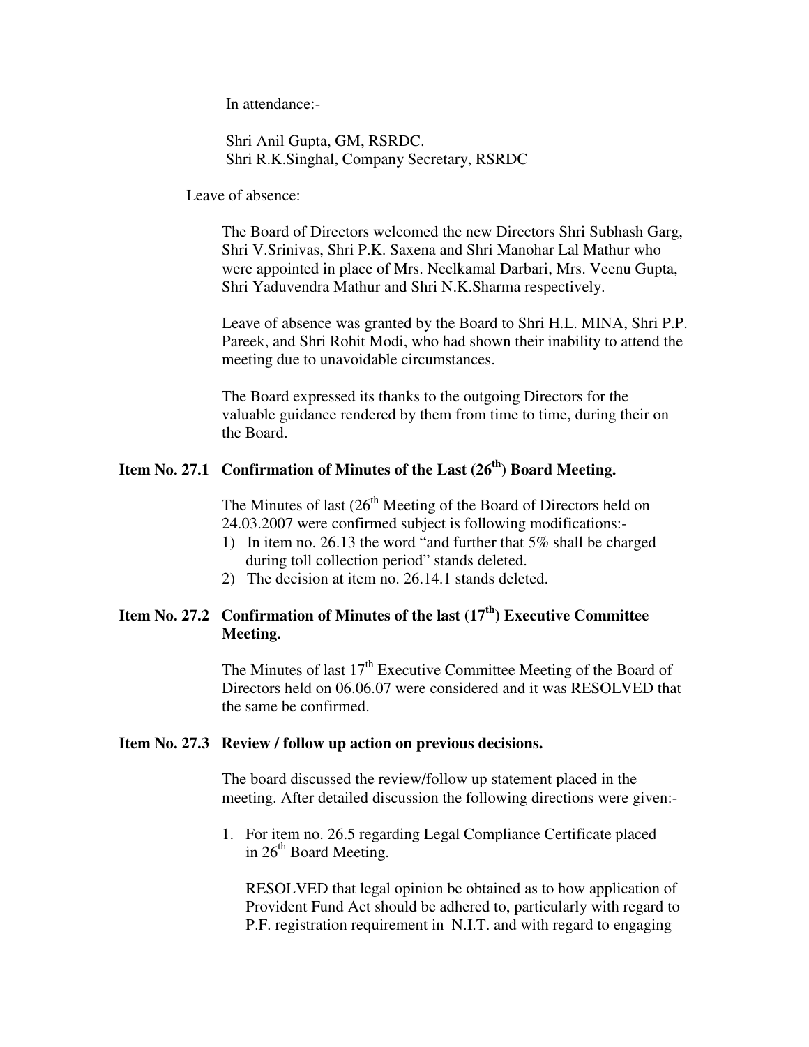In attendance:-

Shri Anil Gupta, GM, RSRDC.
Shri R.K.Singhal, Company Secretary, RSRDC

Leave of absence:

The Board of Directors welcomed the new Directors Shri Subhash Garg, Shri V.Srinivas, Shri P.K. Saxena and Shri Manohar Lal Mathur who were appointed in place of Mrs. Neelkamal Darbari, Mrs. Veenu Gupta, Shri Yaduvendra Mathur and Shri N.K.Sharma respectively.

Leave of absence was granted by the Board to Shri H.L. MINA, Shri P.P. Pareek, and Shri Rohit Modi, who had shown their inability to attend the meeting due to unavoidable circumstances.

The Board expressed its thanks to the outgoing Directors for the valuable guidance rendered by them from time to time, during their on the Board.

**Item No. 27.1 Confirmation of Minutes of the Last (26th) Board Meeting.**

The Minutes of last (26th Meeting of the Board of Directors held on 24.03.2007 were confirmed subject is following modifications:-

1) In item no. 26.13 the word "and further that 5% shall be charged during toll collection period" stands deleted.
2) The decision at item no. 26.14.1 stands deleted.

**Item No. 27.2 Confirmation of Minutes of the last (17th) Executive Committee Meeting.**

The Minutes of last 17th Executive Committee Meeting of the Board of Directors held on 06.06.07 were considered and it was RESOLVED that the same be confirmed.

**Item No. 27.3 Review / follow up action on previous decisions.**

The board discussed the review/follow up statement placed in the meeting. After detailed discussion the following directions were given:-

1. For item no. 26.5 regarding Legal Compliance Certificate placed in 26th Board Meeting.

   RESOLVED that legal opinion be obtained as to how application of Provident Fund Act should be adhered to, particularly with regard to P.F. registration requirement in N.I.T. and with regard to engaging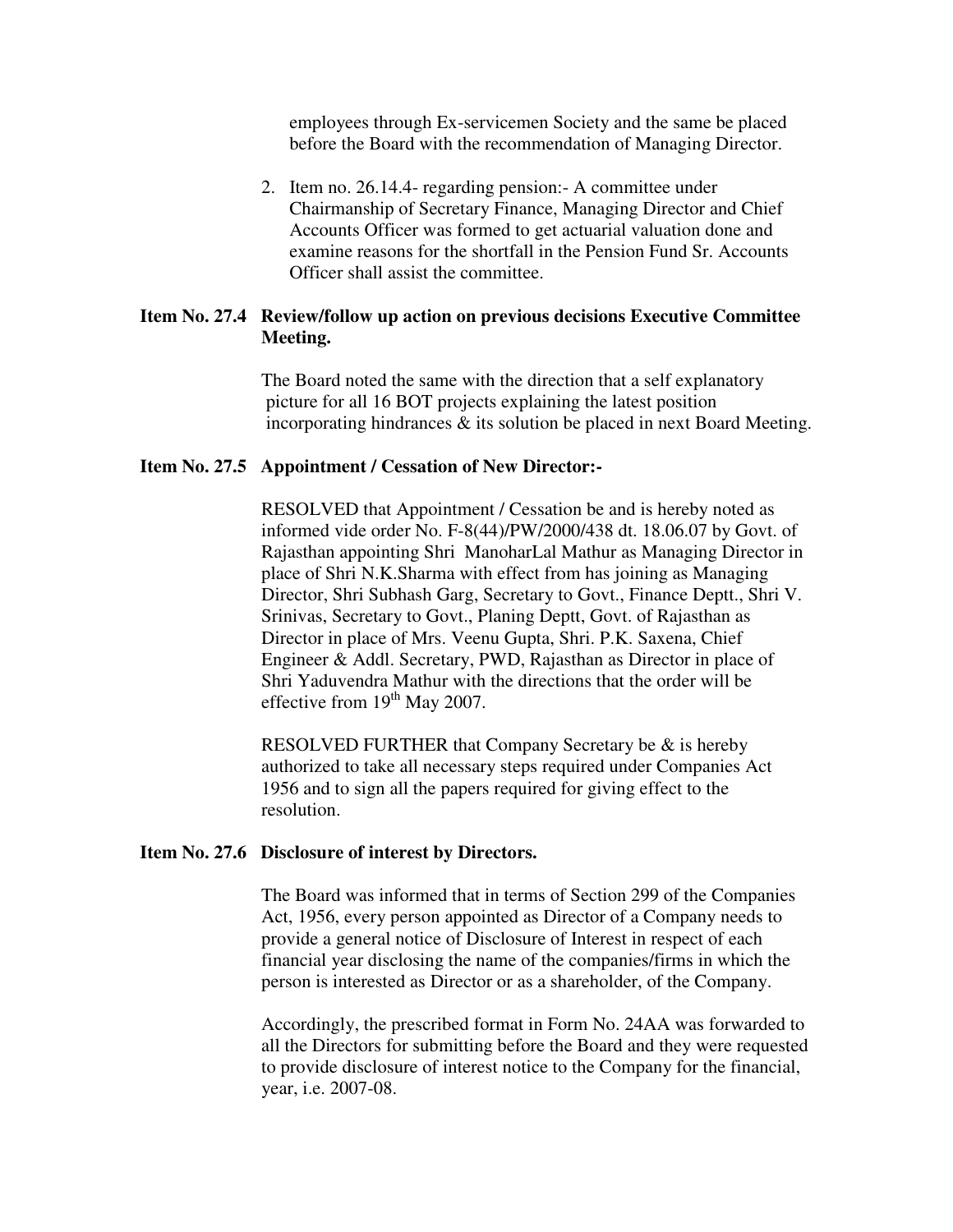employees through Ex-servicemen Society and the same be placed before the Board with the recommendation of Managing Director.

2. Item no. 26.14.4- regarding pension:- A committee under Chairmanship of Secretary Finance, Managing Director and Chief Accounts Officer was formed to get actuarial valuation done and examine reasons for the shortfall in the Pension Fund Sr. Accounts Officer shall assist the committee.

**Item No. 27.4 Review/follow up action on previous decisions Executive Committee Meeting.**

The Board noted the same with the direction that a self explanatory picture for all 16 BOT projects explaining the latest position incorporating hindrances & its solution be placed in next Board Meeting.

**Item No. 27.5 Appointment / Cessation of New Director:-**

RESOLVED that Appointment / Cessation be and is hereby noted as informed vide order No. F-8(44)/PW/2000/438 dt. 18.06.07 by Govt. of Rajasthan appointing Shri ManoharLal Mathur as Managing Director in place of Shri N.K.Sharma with effect from has joining as Managing Director, Shri Subhash Garg, Secretary to Govt., Finance Deptt., Shri V. Srinivas, Secretary to Govt., Planing Deptt, Govt. of Rajasthan as Director in place of Mrs. Veenu Gupta, Shri. P.K. Saxena, Chief Engineer & Addl. Secretary, PWD, Rajasthan as Director in place of Shri Yaduvendra Mathur with the directions that the order will be effective from 19th May 2007.

RESOLVED FURTHER that Company Secretary be & is hereby authorized to take all necessary steps required under Companies Act 1956 and to sign all the papers required for giving effect to the resolution.

**Item No. 27.6 Disclosure of interest by Directors.**

The Board was informed that in terms of Section 299 of the Companies Act, 1956, every person appointed as Director of a Company needs to provide a general notice of Disclosure of Interest in respect of each financial year disclosing the name of the companies/firms in which the person is interested as Director or as a shareholder, of the Company.

Accordingly, the prescribed format in Form No. 24AA was forwarded to all the Directors for submitting before the Board and they were requested to provide disclosure of interest notice to the Company for the financial, year, i.e. 2007-08.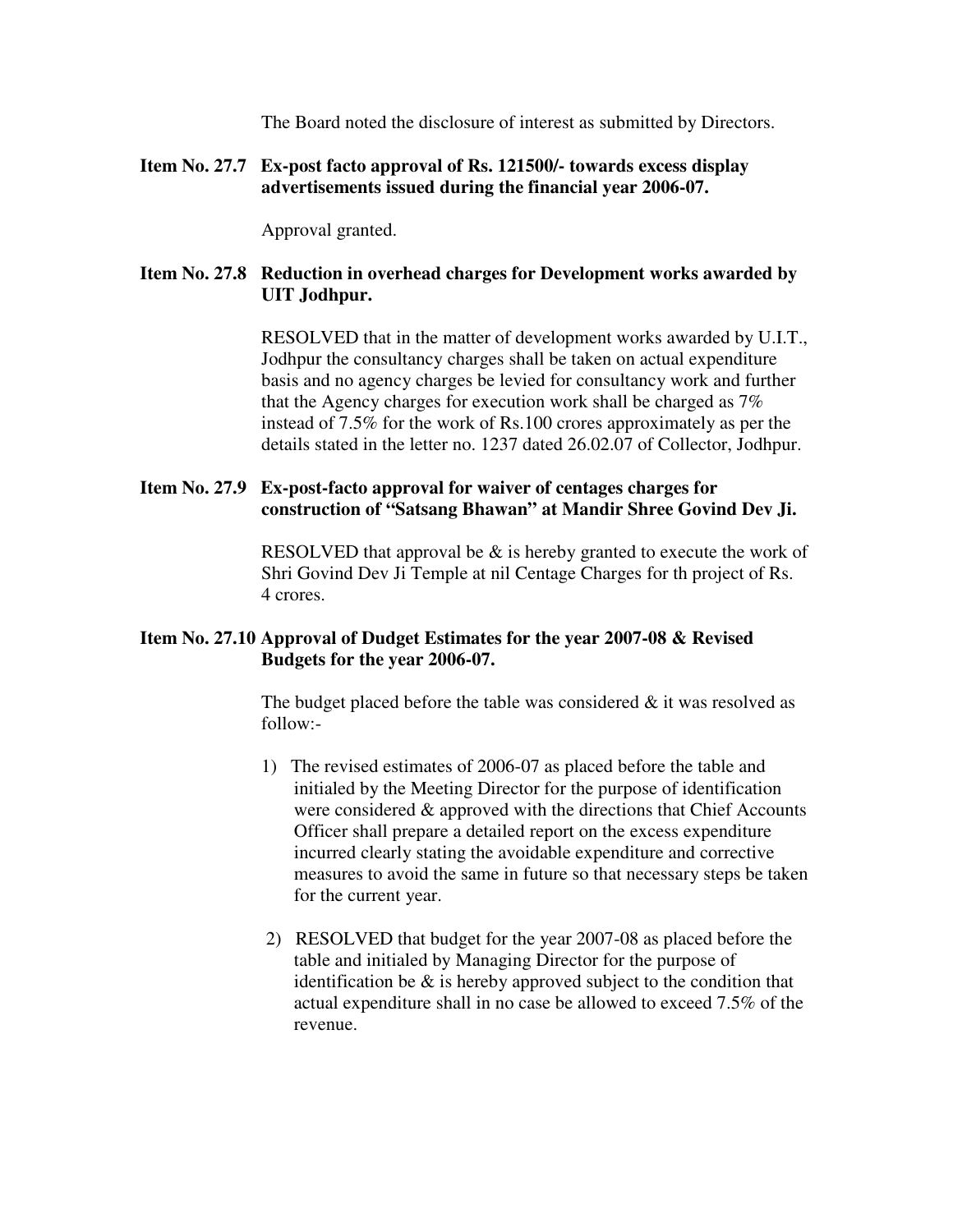The Board noted the disclosure of interest as submitted by Directors.

**Item No. 27.7 Ex-post facto approval of Rs. 121500/- towards excess display advertisements issued during the financial year 2006-07.**

Approval granted.

**Item No. 27.8 Reduction in overhead charges for Development works awarded by UIT Jodhpur.**

RESOLVED that in the matter of development works awarded by U.I.T., Jodhpur the consultancy charges shall be taken on actual expenditure basis and no agency charges be levied for consultancy work and further that the Agency charges for execution work shall be charged as 7% instead of 7.5% for the work of Rs.100 crores approximately as per the details stated in the letter no. 1237 dated 26.02.07 of Collector, Jodhpur.

**Item No. 27.9 Ex-post-facto approval for waiver of centages charges for construction of "Satsang Bhawan" at Mandir Shree Govind Dev Ji.**

RESOLVED that approval be & is hereby granted to execute the work of Shri Govind Dev Ji Temple at nil Centage Charges for th project of Rs. 4 crores.

**Item No. 27.10 Approval of Dudget Estimates for the year 2007-08 & Revised Budgets for the year 2006-07.**

The budget placed before the table was considered & it was resolved as follow:-

1) The revised estimates of 2006-07 as placed before the table and initialed by the Meeting Director for the purpose of identification were considered & approved with the directions that Chief Accounts Officer shall prepare a detailed report on the excess expenditure incurred clearly stating the avoidable expenditure and corrective measures to avoid the same in future so that necessary steps be taken for the current year.

2) RESOLVED that budget for the year 2007-08 as placed before the table and initialed by Managing Director for the purpose of identification be & is hereby approved subject to the condition that actual expenditure shall in no case be allowed to exceed 7.5% of the revenue.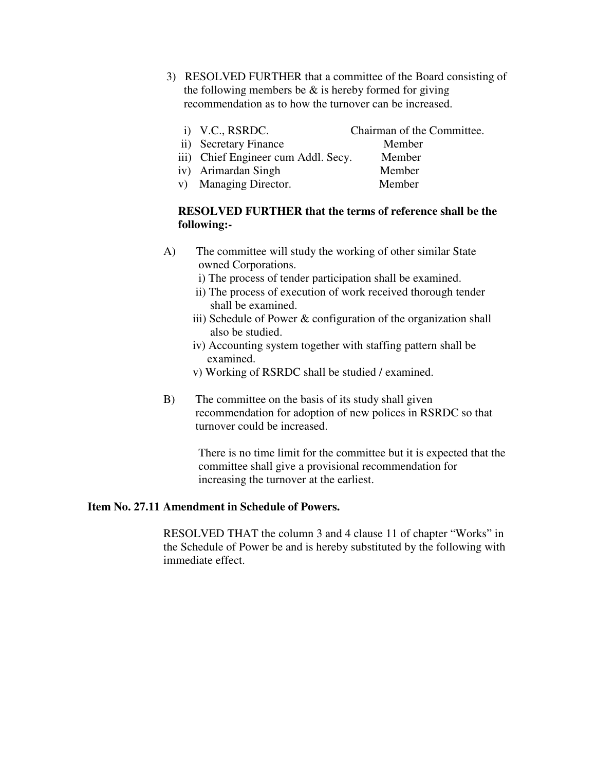3) RESOLVED FURTHER that a committee of the Board consisting of the following members be & is hereby formed for giving recommendation as to how the turnover can be increased.

| | | |
|---|---|---|
| i) | V.C., RSRDC. | Chairman of the Committee. |
| ii) | Secretary Finance | Member |
| iii) | Chief Engineer cum Addl. Secy. | Member |
| iv) | Arimardan Singh | Member |
| v) | Managing Director. | Member |

**RESOLVED FURTHER that the terms of reference shall be the following:-**

A) The committee will study the working of other similar State owned Corporations.
   i) The process of tender participation shall be examined.
   ii) The process of execution of work received thorough tender shall be examined.
   iii) Schedule of Power & configuration of the organization shall also be studied.
   iv) Accounting system together with staffing pattern shall be examined.
   v) Working of RSRDC shall be studied / examined.

B) The committee on the basis of its study shall given recommendation for adoption of new polices in RSRDC so that turnover could be increased.

There is no time limit for the committee but it is expected that the committee shall give a provisional recommendation for increasing the turnover at the earliest.

**Item No. 27.11 Amendment in Schedule of Powers.**

RESOLVED THAT the column 3 and 4 clause 11 of chapter "Works" in the Schedule of Power be and is hereby substituted by the following with immediate effect.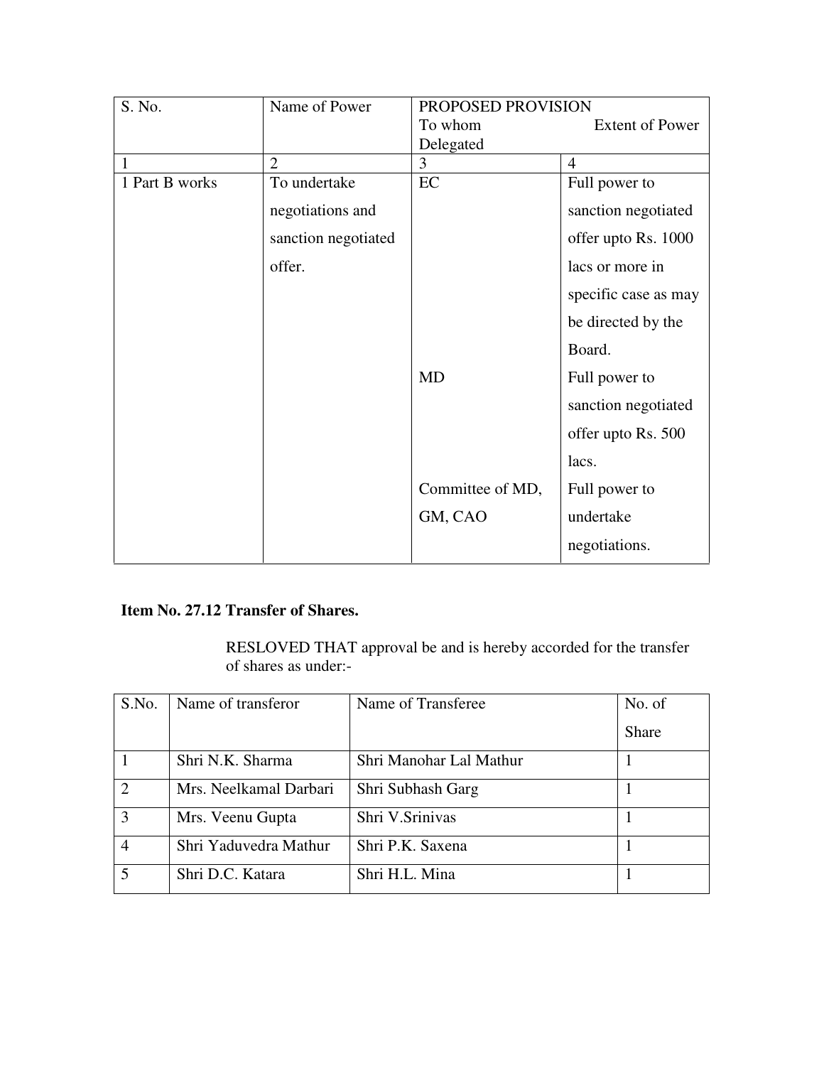| S. No. | Name of Power | PROPOSED PROVISION<br>To whom Delegated | Extent of Power |
|---|---|---|---|
| 1 | 2 | 3 | 4 |
| 1 Part B works | To undertake negotiations and sanction negotiated offer. | EC | Full power to sanction negotiated offer upto Rs. 1000 lacs or more in specific case as may be directed by the Board. |
| | | MD | Full power to sanction negotiated offer upto Rs. 500 lacs. |
| | | Committee of MD, GM, CAO | Full power to undertake negotiations. |

**Item No. 27.12 Transfer of Shares.**

RESLOVED THAT approval be and is hereby accorded for the transfer of shares as under:-

| S.No. | Name of transferor | Name of Transferee | No. of Share |
|---|---|---|---|
| 1 | Shri N.K. Sharma | Shri Manohar Lal Mathur | 1 |
| 2 | Mrs. Neelkamal Darbari | Shri Subhash Garg | 1 |
| 3 | Mrs. Veenu Gupta | Shri V.Srinivas | 1 |
| 4 | Shri Yaduvedra Mathur | Shri P.K. Saxena | 1 |
| 5 | Shri D.C. Katara | Shri H.L. Mina | 1 |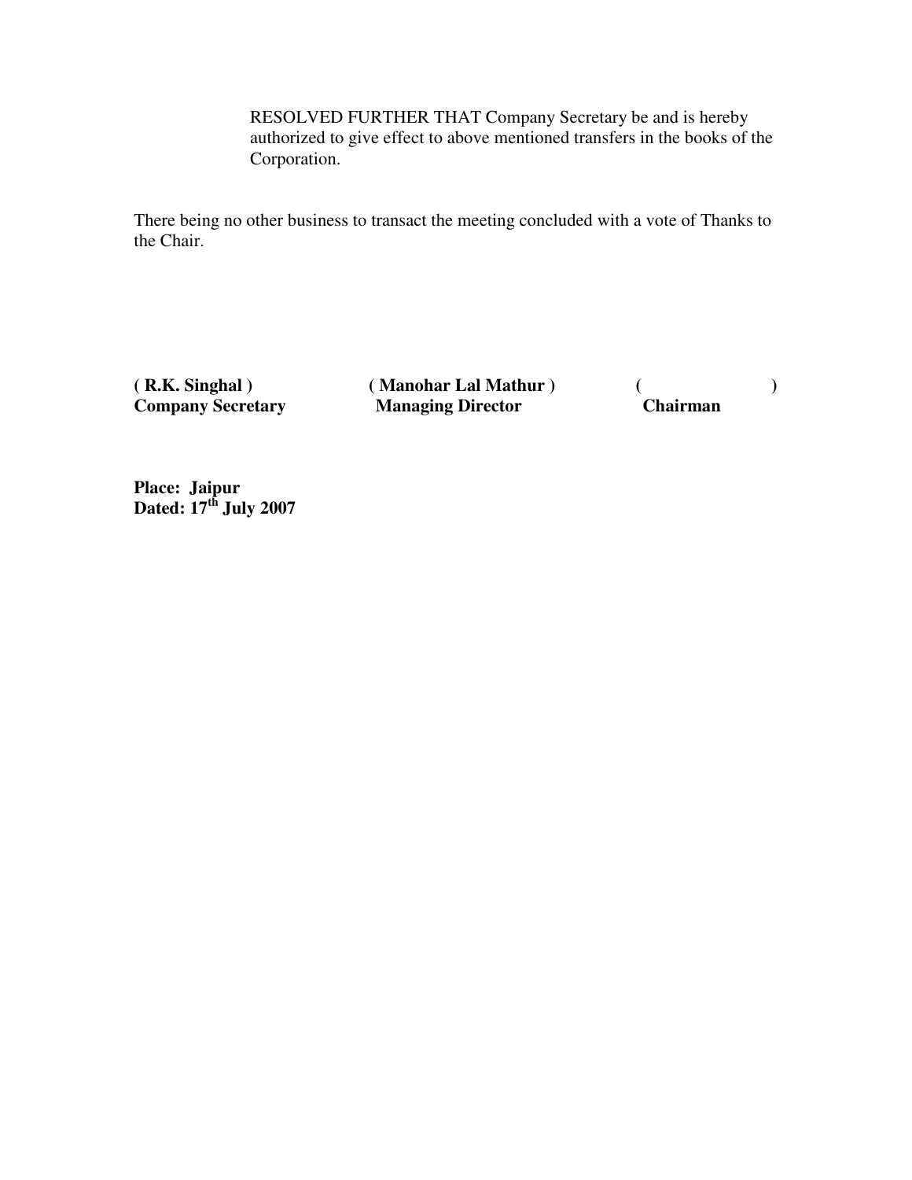RESOLVED FURTHER THAT Company Secretary be and is hereby authorized to give effect to above mentioned transfers in the books of the Corporation.

There being no other business to transact the meeting concluded with a vote of Thanks to the Chair.

| | | |
|---|---|---|
| **( R.K. Singhal )** | **( Manohar Lal Mathur )** | **( )** |
| **Company Secretary** | **Managing Director** | **Chairman** |

**Place: Jaipur**
**Dated: 17th July 2007**